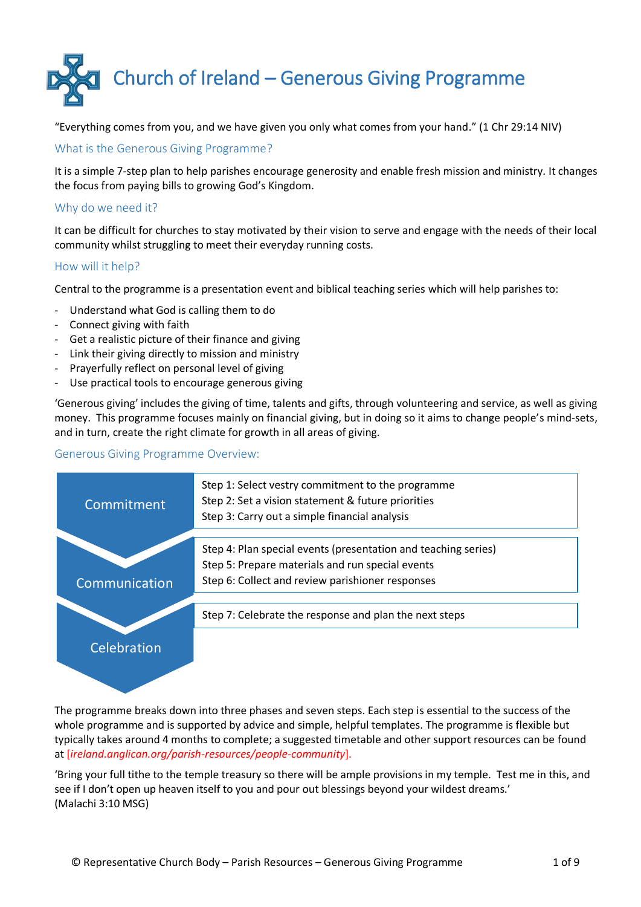# Church of Ireland – Generous Giving Programme

"Everything comes from you, and we have given you only what comes from your hand." (1 Chr 29:14 NIV)

## What is the Generous Giving Programme?

It is a simple 7-step plan to help parishes encourage generosity and enable fresh mission and ministry. It changes the focus from paying bills to growing God's Kingdom.

## Why do we need it?

It can be difficult for churches to stay motivated by their vision to serve and engage with the needs of their local community whilst struggling to meet their everyday running costs.

## How will it help?

Central to the programme is a presentation event and biblical teaching series which will help parishes to:

- Understand what God is calling them to do
- Connect giving with faith
- Get a realistic picture of their finance and giving
- Link their giving directly to mission and ministry
- Prayerfully reflect on personal level of giving
- Use practical tools to encourage generous giving

'Generous giving' includes the giving of time, talents and gifts, through volunteering and service, as well as giving money. This programme focuses mainly on financial giving, but in doing so it aims to change people's mind-sets, and in turn, create the right climate for growth in all areas of giving.

## Generous Giving Programme Overview:

| | |
|---|---|
| Commitment | Step 1: Select vestry commitment to the programme<br>Step 2: Set a vision statement & future priorities<br>Step 3: Carry out a simple financial analysis |
| Communication | Step 4: Plan special events (presentation and teaching series)<br>Step 5: Prepare materials and run special events<br>Step 6: Collect and review parishioner responses |
| Celebration | Step 7: Celebrate the response and plan the next steps |

The programme breaks down into three phases and seven steps. Each step is essential to the success of the whole programme and is supported by advice and simple, helpful templates. The programme is flexible but typically takes around 4 months to complete; a suggested timetable and other support resources can be found at [*ireland.anglican.org/parish-resources/people-community*].

'Bring your full tithe to the temple treasury so there will be ample provisions in my temple. Test me in this, and see if I don't open up heaven itself to you and pour out blessings beyond your wildest dreams.'
(Malachi 3:10 MSG)

© Representative Church Body – Parish Resources – Generous Giving Programme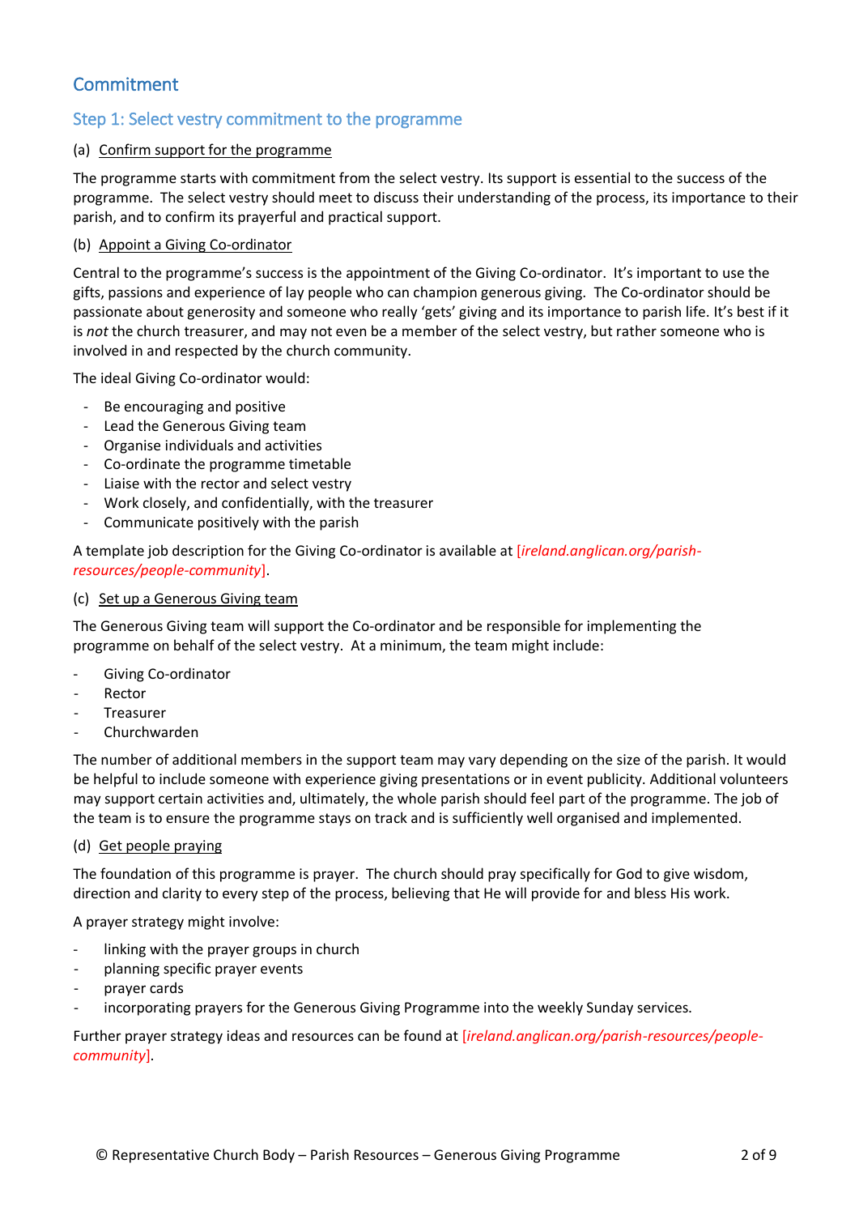## Commitment

### Step 1: Select vestry commitment to the programme

(a) Confirm support for the programme

The programme starts with commitment from the select vestry. Its support is essential to the success of the programme. The select vestry should meet to discuss their understanding of the process, its importance to their parish, and to confirm its prayerful and practical support.

(b) Appoint a Giving Co-ordinator

Central to the programme's success is the appointment of the Giving Co-ordinator. It's important to use the gifts, passions and experience of lay people who can champion generous giving. The Co-ordinator should be passionate about generosity and someone who really 'gets' giving and its importance to parish life. It's best if it is *not* the church treasurer, and may not even be a member of the select vestry, but rather someone who is involved in and respected by the church community.

The ideal Giving Co-ordinator would:

- Be encouraging and positive
- Lead the Generous Giving team
- Organise individuals and activities
- Co-ordinate the programme timetable
- Liaise with the rector and select vestry
- Work closely, and confidentially, with the treasurer
- Communicate positively with the parish

A template job description for the Giving Co-ordinator is available at [*ireland.anglican.org/parish-resources/people-community*].

(c) Set up a Generous Giving team

The Generous Giving team will support the Co-ordinator and be responsible for implementing the programme on behalf of the select vestry. At a minimum, the team might include:

- Giving Co-ordinator
- Rector
- Treasurer
- Churchwarden

The number of additional members in the support team may vary depending on the size of the parish. It would be helpful to include someone with experience giving presentations or in event publicity. Additional volunteers may support certain activities and, ultimately, the whole parish should feel part of the programme. The job of the team is to ensure the programme stays on track and is sufficiently well organised and implemented.

(d) Get people praying

The foundation of this programme is prayer. The church should pray specifically for God to give wisdom, direction and clarity to every step of the process, believing that He will provide for and bless His work.

A prayer strategy might involve:

- linking with the prayer groups in church
- planning specific prayer events
- prayer cards
- incorporating prayers for the Generous Giving Programme into the weekly Sunday services.

Further prayer strategy ideas and resources can be found at [*ireland.anglican.org/parish-resources/people-community*].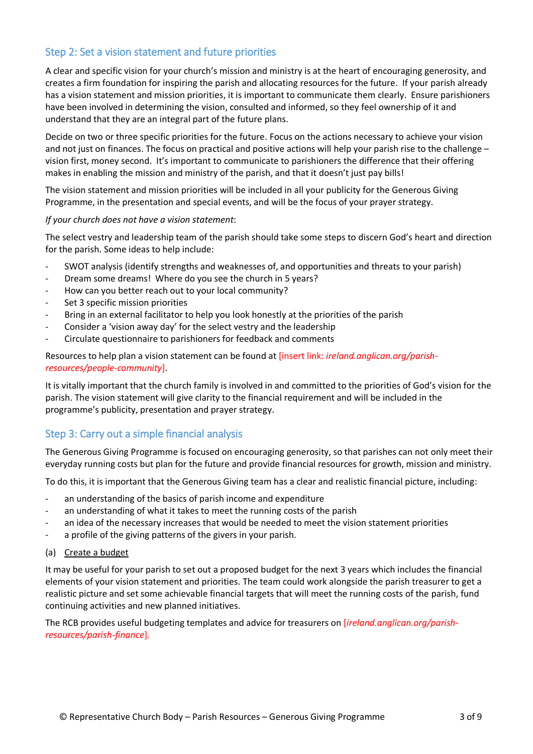## Step 2: Set a vision statement and future priorities

A clear and specific vision for your church's mission and ministry is at the heart of encouraging generosity, and creates a firm foundation for inspiring the parish and allocating resources for the future. If your parish already has a vision statement and mission priorities, it is important to communicate them clearly. Ensure parishioners have been involved in determining the vision, consulted and informed, so they feel ownership of it and understand that they are an integral part of the future plans.

Decide on two or three specific priorities for the future. Focus on the actions necessary to achieve your vision and not just on finances. The focus on practical and positive actions will help your parish rise to the challenge – vision first, money second. It's important to communicate to parishioners the difference that their offering makes in enabling the mission and ministry of the parish, and that it doesn't just pay bills!

The vision statement and mission priorities will be included in all your publicity for the Generous Giving Programme, in the presentation and special events, and will be the focus of your prayer strategy.

*If your church does not have a vision statement*:

The select vestry and leadership team of the parish should take some steps to discern God's heart and direction for the parish. Some ideas to help include:

- SWOT analysis (identify strengths and weaknesses of, and opportunities and threats to your parish)
- Dream some dreams! Where do you see the church in 5 years?
- How can you better reach out to your local community?
- Set 3 specific mission priorities
- Bring in an external facilitator to help you look honestly at the priorities of the parish
- Consider a 'vision away day' for the select vestry and the leadership
- Circulate questionnaire to parishioners for feedback and comments

Resources to help plan a vision statement can be found at [insert link: *ireland.anglican.org/parish-resources/people-community*].

It is vitally important that the church family is involved in and committed to the priorities of God's vision for the parish. The vision statement will give clarity to the financial requirement and will be included in the programme's publicity, presentation and prayer strategy.

## Step 3: Carry out a simple financial analysis

The Generous Giving Programme is focused on encouraging generosity, so that parishes can not only meet their everyday running costs but plan for the future and provide financial resources for growth, mission and ministry.

To do this, it is important that the Generous Giving team has a clear and realistic financial picture, including:

- an understanding of the basics of parish income and expenditure
- an understanding of what it takes to meet the running costs of the parish
- an idea of the necessary increases that would be needed to meet the vision statement priorities
- a profile of the giving patterns of the givers in your parish.

(a) Create a budget

It may be useful for your parish to set out a proposed budget for the next 3 years which includes the financial elements of your vision statement and priorities. The team could work alongside the parish treasurer to get a realistic picture and set some achievable financial targets that will meet the running costs of the parish, fund continuing activities and new planned initiatives.

The RCB provides useful budgeting templates and advice for treasurers on [*ireland.anglican.org/parish-resources/parish-finance*].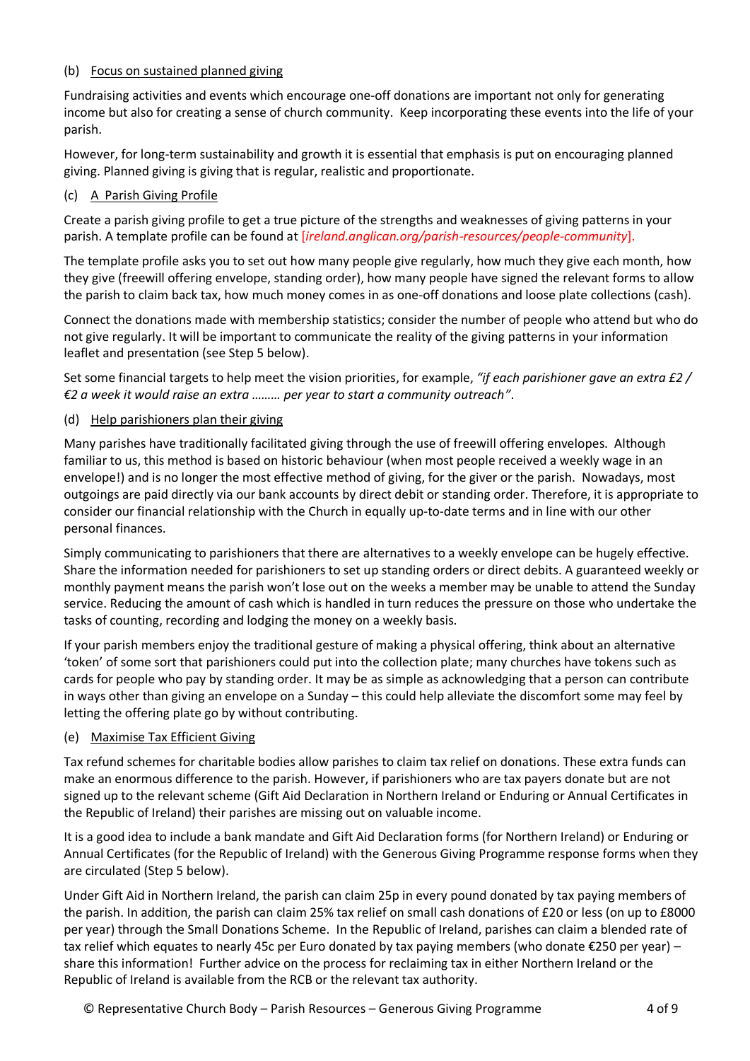(b) Focus on sustained planned giving

Fundraising activities and events which encourage one-off donations are important not only for generating income but also for creating a sense of church community. Keep incorporating these events into the life of your parish.

However, for long-term sustainability and growth it is essential that emphasis is put on encouraging planned giving. Planned giving is giving that is regular, realistic and proportionate.

(c) A Parish Giving Profile

Create a parish giving profile to get a true picture of the strengths and weaknesses of giving patterns in your parish. A template profile can be found at [*ireland.anglican.org/parish-resources/people-community*].

The template profile asks you to set out how many people give regularly, how much they give each month, how they give (freewill offering envelope, standing order), how many people have signed the relevant forms to allow the parish to claim back tax, how much money comes in as one-off donations and loose plate collections (cash).

Connect the donations made with membership statistics; consider the number of people who attend but who do not give regularly. It will be important to communicate the reality of the giving patterns in your information leaflet and presentation (see Step 5 below).

Set some financial targets to help meet the vision priorities, for example, *"if each parishioner gave an extra £2 / €2 a week it would raise an extra ……… per year to start a community outreach"*.

(d) Help parishioners plan their giving

Many parishes have traditionally facilitated giving through the use of freewill offering envelopes. Although familiar to us, this method is based on historic behaviour (when most people received a weekly wage in an envelope!) and is no longer the most effective method of giving, for the giver or the parish. Nowadays, most outgoings are paid directly via our bank accounts by direct debit or standing order. Therefore, it is appropriate to consider our financial relationship with the Church in equally up-to-date terms and in line with our other personal finances.

Simply communicating to parishioners that there are alternatives to a weekly envelope can be hugely effective. Share the information needed for parishioners to set up standing orders or direct debits. A guaranteed weekly or monthly payment means the parish won't lose out on the weeks a member may be unable to attend the Sunday service. Reducing the amount of cash which is handled in turn reduces the pressure on those who undertake the tasks of counting, recording and lodging the money on a weekly basis.

If your parish members enjoy the traditional gesture of making a physical offering, think about an alternative 'token' of some sort that parishioners could put into the collection plate; many churches have tokens such as cards for people who pay by standing order. It may be as simple as acknowledging that a person can contribute in ways other than giving an envelope on a Sunday – this could help alleviate the discomfort some may feel by letting the offering plate go by without contributing.

(e) Maximise Tax Efficient Giving

Tax refund schemes for charitable bodies allow parishes to claim tax relief on donations. These extra funds can make an enormous difference to the parish. However, if parishioners who are tax payers donate but are not signed up to the relevant scheme (Gift Aid Declaration in Northern Ireland or Enduring or Annual Certificates in the Republic of Ireland) their parishes are missing out on valuable income.

It is a good idea to include a bank mandate and Gift Aid Declaration forms (for Northern Ireland) or Enduring or Annual Certificates (for the Republic of Ireland) with the Generous Giving Programme response forms when they are circulated (Step 5 below).

Under Gift Aid in Northern Ireland, the parish can claim 25p in every pound donated by tax paying members of the parish. In addition, the parish can claim 25% tax relief on small cash donations of £20 or less (on up to £8000 per year) through the Small Donations Scheme. In the Republic of Ireland, parishes can claim a blended rate of tax relief which equates to nearly 45c per Euro donated by tax paying members (who donate €250 per year) – share this information! Further advice on the process for reclaiming tax in either Northern Ireland or the Republic of Ireland is available from the RCB or the relevant tax authority.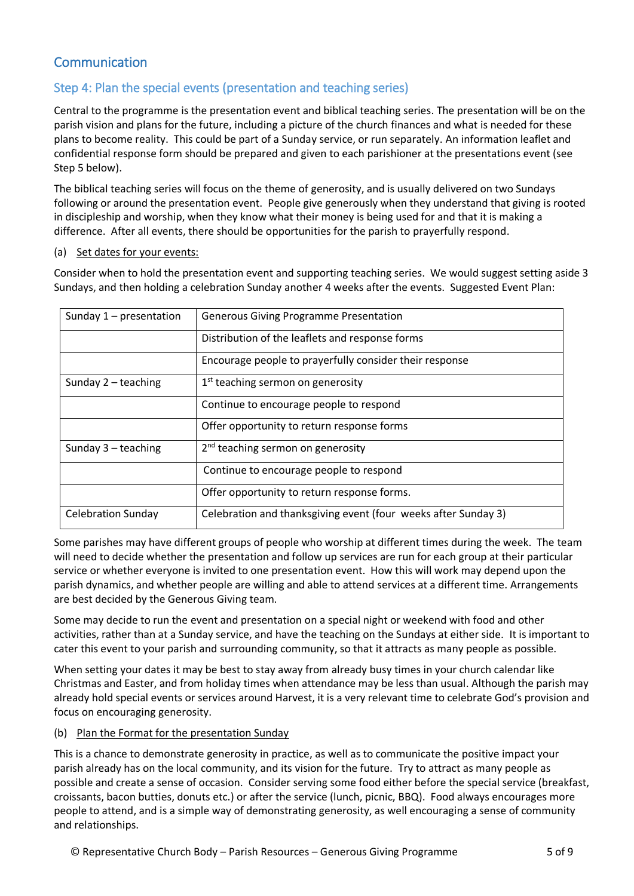## Communication

### Step 4: Plan the special events (presentation and teaching series)

Central to the programme is the presentation event and biblical teaching series. The presentation will be on the parish vision and plans for the future, including a picture of the church finances and what is needed for these plans to become reality. This could be part of a Sunday service, or run separately. An information leaflet and confidential response form should be prepared and given to each parishioner at the presentations event (see Step 5 below).

The biblical teaching series will focus on the theme of generosity, and is usually delivered on two Sundays following or around the presentation event. People give generously when they understand that giving is rooted in discipleship and worship, when they know what their money is being used for and that it is making a difference. After all events, there should be opportunities for the parish to prayerfully respond.

(a) Set dates for your events:

Consider when to hold the presentation event and supporting teaching series. We would suggest setting aside 3 Sundays, and then holding a celebration Sunday another 4 weeks after the events. Suggested Event Plan:

| | |
|---|---|
| Sunday 1 – presentation | Generous Giving Programme Presentation |
| | Distribution of the leaflets and response forms |
| | Encourage people to prayerfully consider their response |
| Sunday 2 – teaching | 1st teaching sermon on generosity |
| | Continue to encourage people to respond |
| | Offer opportunity to return response forms |
| Sunday 3 – teaching | 2nd teaching sermon on generosity |
| | Continue to encourage people to respond |
| | Offer opportunity to return response forms. |
| Celebration Sunday | Celebration and thanksgiving event (four weeks after Sunday 3) |

Some parishes may have different groups of people who worship at different times during the week. The team will need to decide whether the presentation and follow up services are run for each group at their particular service or whether everyone is invited to one presentation event. How this will work may depend upon the parish dynamics, and whether people are willing and able to attend services at a different time. Arrangements are best decided by the Generous Giving team.

Some may decide to run the event and presentation on a special night or weekend with food and other activities, rather than at a Sunday service, and have the teaching on the Sundays at either side. It is important to cater this event to your parish and surrounding community, so that it attracts as many people as possible.

When setting your dates it may be best to stay away from already busy times in your church calendar like Christmas and Easter, and from holiday times when attendance may be less than usual. Although the parish may already hold special events or services around Harvest, it is a very relevant time to celebrate God's provision and focus on encouraging generosity.

(b) Plan the Format for the presentation Sunday

This is a chance to demonstrate generosity in practice, as well as to communicate the positive impact your parish already has on the local community, and its vision for the future. Try to attract as many people as possible and create a sense of occasion. Consider serving some food either before the special service (breakfast, croissants, bacon butties, donuts etc.) or after the service (lunch, picnic, BBQ). Food always encourages more people to attend, and is a simple way of demonstrating generosity, as well encouraging a sense of community and relationships.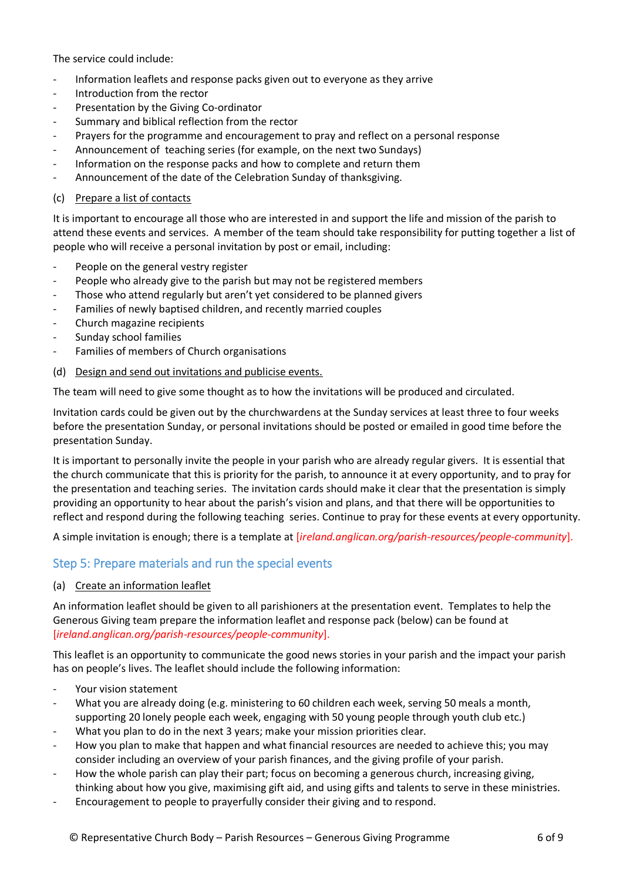The service could include:

- Information leaflets and response packs given out to everyone as they arrive
- Introduction from the rector
- Presentation by the Giving Co-ordinator
- Summary and biblical reflection from the rector
- Prayers for the programme and encouragement to pray and reflect on a personal response
- Announcement of teaching series (for example, on the next two Sundays)
- Information on the response packs and how to complete and return them
- Announcement of the date of the Celebration Sunday of thanksgiving.

(c) Prepare a list of contacts

It is important to encourage all those who are interested in and support the life and mission of the parish to attend these events and services. A member of the team should take responsibility for putting together a list of people who will receive a personal invitation by post or email, including:

- People on the general vestry register
- People who already give to the parish but may not be registered members
- Those who attend regularly but aren't yet considered to be planned givers
- Families of newly baptised children, and recently married couples
- Church magazine recipients
- Sunday school families
- Families of members of Church organisations

(d) Design and send out invitations and publicise events.

The team will need to give some thought as to how the invitations will be produced and circulated.

Invitation cards could be given out by the churchwardens at the Sunday services at least three to four weeks before the presentation Sunday, or personal invitations should be posted or emailed in good time before the presentation Sunday.

It is important to personally invite the people in your parish who are already regular givers. It is essential that the church communicate that this is priority for the parish, to announce it at every opportunity, and to pray for the presentation and teaching series. The invitation cards should make it clear that the presentation is simply providing an opportunity to hear about the parish's vision and plans, and that there will be opportunities to reflect and respond during the following teaching series. Continue to pray for these events at every opportunity.

A simple invitation is enough; there is a template at [*ireland.anglican.org/parish-resources/people-community*].

## Step 5: Prepare materials and run the special events

(a) Create an information leaflet

An information leaflet should be given to all parishioners at the presentation event. Templates to help the Generous Giving team prepare the information leaflet and response pack (below) can be found at [*ireland.anglican.org/parish-resources/people-community*].

This leaflet is an opportunity to communicate the good news stories in your parish and the impact your parish has on people's lives. The leaflet should include the following information:

- Your vision statement
- What you are already doing (e.g. ministering to 60 children each week, serving 50 meals a month, supporting 20 lonely people each week, engaging with 50 young people through youth club etc.)
- What you plan to do in the next 3 years; make your mission priorities clear.
- How you plan to make that happen and what financial resources are needed to achieve this; you may consider including an overview of your parish finances, and the giving profile of your parish.
- How the whole parish can play their part; focus on becoming a generous church, increasing giving, thinking about how you give, maximising gift aid, and using gifts and talents to serve in these ministries.
- Encouragement to people to prayerfully consider their giving and to respond.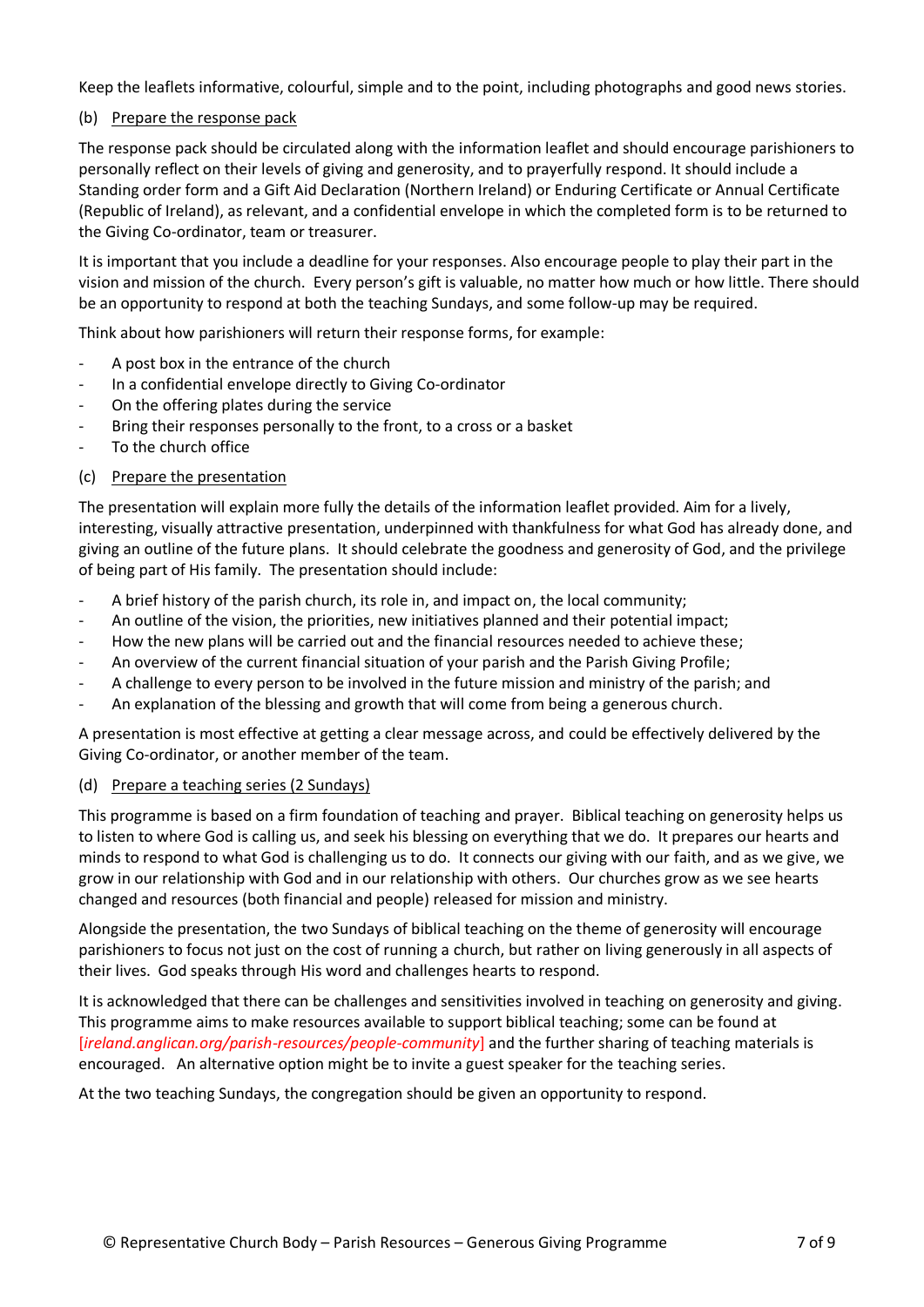Keep the leaflets informative, colourful, simple and to the point, including photographs and good news stories.

(b) Prepare the response pack

The response pack should be circulated along with the information leaflet and should encourage parishioners to personally reflect on their levels of giving and generosity, and to prayerfully respond. It should include a Standing order form and a Gift Aid Declaration (Northern Ireland) or Enduring Certificate or Annual Certificate (Republic of Ireland), as relevant, and a confidential envelope in which the completed form is to be returned to the Giving Co-ordinator, team or treasurer.

It is important that you include a deadline for your responses. Also encourage people to play their part in the vision and mission of the church. Every person's gift is valuable, no matter how much or how little. There should be an opportunity to respond at both the teaching Sundays, and some follow-up may be required.

Think about how parishioners will return their response forms, for example:

- A post box in the entrance of the church
- In a confidential envelope directly to Giving Co-ordinator
- On the offering plates during the service
- Bring their responses personally to the front, to a cross or a basket
- To the church office

(c) Prepare the presentation

The presentation will explain more fully the details of the information leaflet provided. Aim for a lively, interesting, visually attractive presentation, underpinned with thankfulness for what God has already done, and giving an outline of the future plans. It should celebrate the goodness and generosity of God, and the privilege of being part of His family. The presentation should include:

- A brief history of the parish church, its role in, and impact on, the local community;
- An outline of the vision, the priorities, new initiatives planned and their potential impact;
- How the new plans will be carried out and the financial resources needed to achieve these;
- An overview of the current financial situation of your parish and the Parish Giving Profile;
- A challenge to every person to be involved in the future mission and ministry of the parish; and
- An explanation of the blessing and growth that will come from being a generous church.

A presentation is most effective at getting a clear message across, and could be effectively delivered by the Giving Co-ordinator, or another member of the team.

(d) Prepare a teaching series (2 Sundays)

This programme is based on a firm foundation of teaching and prayer. Biblical teaching on generosity helps us to listen to where God is calling us, and seek his blessing on everything that we do. It prepares our hearts and minds to respond to what God is challenging us to do. It connects our giving with our faith, and as we give, we grow in our relationship with God and in our relationship with others. Our churches grow as we see hearts changed and resources (both financial and people) released for mission and ministry.

Alongside the presentation, the two Sundays of biblical teaching on the theme of generosity will encourage parishioners to focus not just on the cost of running a church, but rather on living generously in all aspects of their lives. God speaks through His word and challenges hearts to respond.

It is acknowledged that there can be challenges and sensitivities involved in teaching on generosity and giving. This programme aims to make resources available to support biblical teaching; some can be found at [*ireland.anglican.org/parish-resources/people-community*] and the further sharing of teaching materials is encouraged. An alternative option might be to invite a guest speaker for the teaching series.

At the two teaching Sundays, the congregation should be given an opportunity to respond.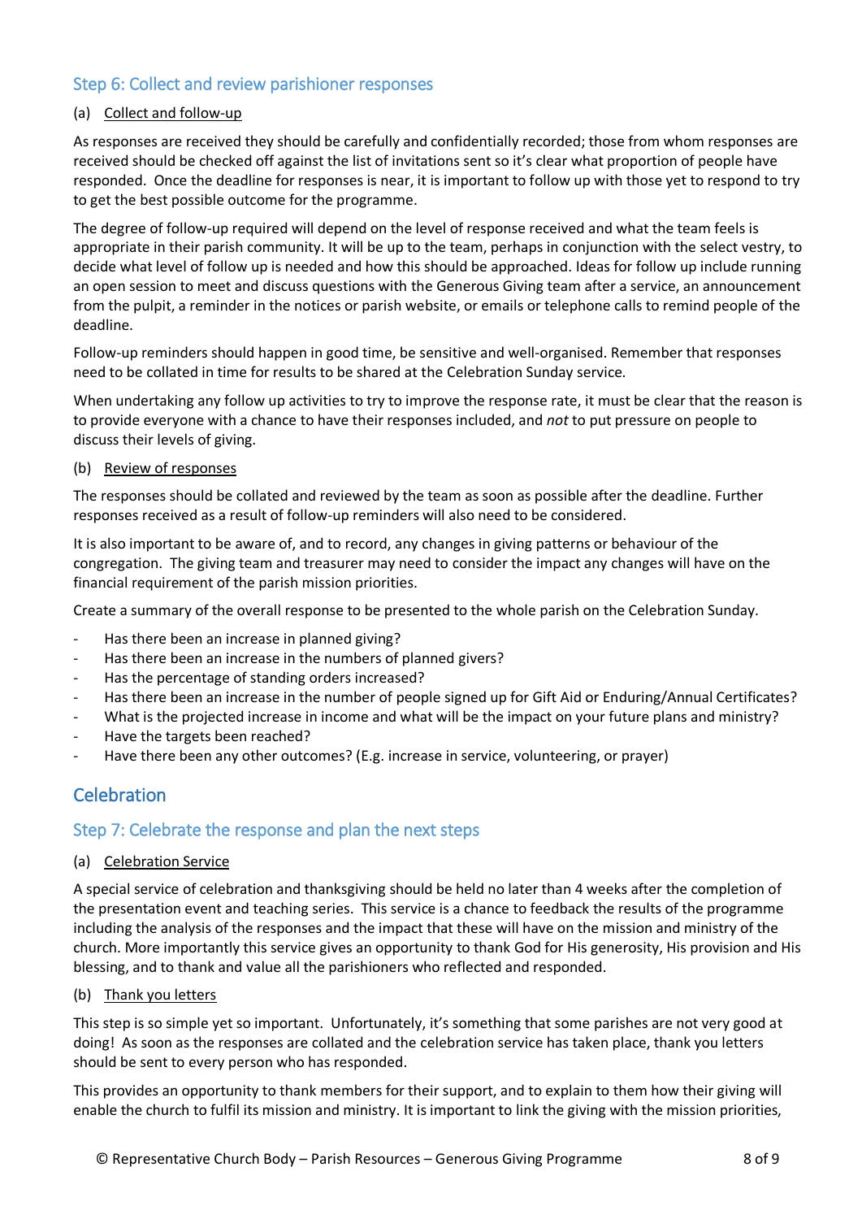## Step 6: Collect and review parishioner responses

(a) Collect and follow-up

As responses are received they should be carefully and confidentially recorded; those from whom responses are received should be checked off against the list of invitations sent so it's clear what proportion of people have responded. Once the deadline for responses is near, it is important to follow up with those yet to respond to try to get the best possible outcome for the programme.

The degree of follow-up required will depend on the level of response received and what the team feels is appropriate in their parish community. It will be up to the team, perhaps in conjunction with the select vestry, to decide what level of follow up is needed and how this should be approached. Ideas for follow up include running an open session to meet and discuss questions with the Generous Giving team after a service, an announcement from the pulpit, a reminder in the notices or parish website, or emails or telephone calls to remind people of the deadline.

Follow-up reminders should happen in good time, be sensitive and well-organised. Remember that responses need to be collated in time for results to be shared at the Celebration Sunday service.

When undertaking any follow up activities to try to improve the response rate, it must be clear that the reason is to provide everyone with a chance to have their responses included, and *not* to put pressure on people to discuss their levels of giving.

(b) Review of responses

The responses should be collated and reviewed by the team as soon as possible after the deadline. Further responses received as a result of follow-up reminders will also need to be considered.

It is also important to be aware of, and to record, any changes in giving patterns or behaviour of the congregation. The giving team and treasurer may need to consider the impact any changes will have on the financial requirement of the parish mission priorities.

Create a summary of the overall response to be presented to the whole parish on the Celebration Sunday.

- Has there been an increase in planned giving?
- Has there been an increase in the numbers of planned givers?
- Has the percentage of standing orders increased?
- Has there been an increase in the number of people signed up for Gift Aid or Enduring/Annual Certificates?
- What is the projected increase in income and what will be the impact on your future plans and ministry?
- Have the targets been reached?
- Have there been any other outcomes? (E.g. increase in service, volunteering, or prayer)

# Celebration

## Step 7: Celebrate the response and plan the next steps

(a) Celebration Service

A special service of celebration and thanksgiving should be held no later than 4 weeks after the completion of the presentation event and teaching series. This service is a chance to feedback the results of the programme including the analysis of the responses and the impact that these will have on the mission and ministry of the church. More importantly this service gives an opportunity to thank God for His generosity, His provision and His blessing, and to thank and value all the parishioners who reflected and responded.

(b) Thank you letters

This step is so simple yet so important. Unfortunately, it's something that some parishes are not very good at doing! As soon as the responses are collated and the celebration service has taken place, thank you letters should be sent to every person who has responded.

This provides an opportunity to thank members for their support, and to explain to them how their giving will enable the church to fulfil its mission and ministry. It is important to link the giving with the mission priorities,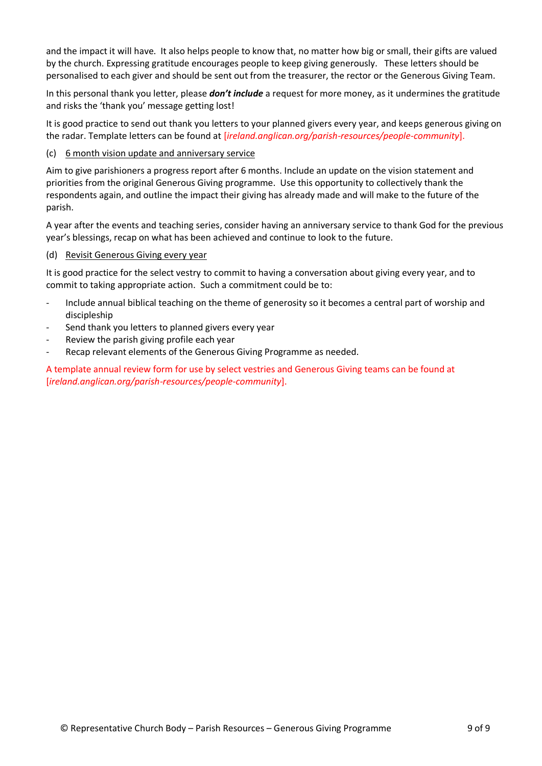and the impact it will have. It also helps people to know that, no matter how big or small, their gifts are valued by the church. Expressing gratitude encourages people to keep giving generously. These letters should be personalised to each giver and should be sent out from the treasurer, the rector or the Generous Giving Team.

In this personal thank you letter, please ***don't include*** a request for more money, as it undermines the gratitude and risks the 'thank you' message getting lost!

It is good practice to send out thank you letters to your planned givers every year, and keeps generous giving on the radar. Template letters can be found at [*ireland.anglican.org/parish-resources/people-community*].

(c) <u>6 month vision update and anniversary service</u>

Aim to give parishioners a progress report after 6 months. Include an update on the vision statement and priorities from the original Generous Giving programme. Use this opportunity to collectively thank the respondents again, and outline the impact their giving has already made and will make to the future of the parish.

A year after the events and teaching series, consider having an anniversary service to thank God for the previous year's blessings, recap on what has been achieved and continue to look to the future.

(d) <u>Revisit Generous Giving every year</u>

It is good practice for the select vestry to commit to having a conversation about giving every year, and to commit to taking appropriate action. Such a commitment could be to:

- Include annual biblical teaching on the theme of generosity so it becomes a central part of worship and discipleship
- Send thank you letters to planned givers every year
- Review the parish giving profile each year
- Recap relevant elements of the Generous Giving Programme as needed.

A template annual review form for use by select vestries and Generous Giving teams can be found at [*ireland.anglican.org/parish-resources/people-community*].